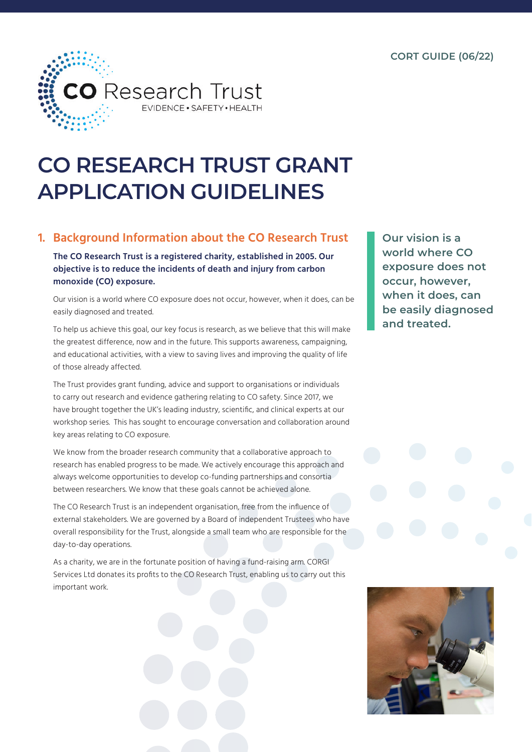CORT GUIDE (06/22)

CO Research Trust

EVIDENCE • SAFETY • HEALTH

# CO RESEARCH TRUST GRANT APPLICATION GUIDELINES

## 1. Background Information about the CO Research Trust

**The CO Research Trust is a registered charity, established in 2005. Our objective is to reduce the incidents of death and injury from carbon monoxide (CO) exposure.**

Our vision is a world where CO exposure does not occur, however, when it does, can be easily diagnosed and treated.

To help us achieve this goal, our key focus is research, as we believe that this will make the greatest difference, now and in the future. This supports awareness, campaigning, and educational activities, with a view to saving lives and improving the quality of life of those already affected.

The Trust provides grant funding, advice and support to organisations or individuals to carry out research and evidence gathering relating to CO safety. Since 2017, we have brought together the UK's leading industry, scientific, and clinical experts at our workshop series. This has sought to encourage conversation and collaboration around key areas relating to CO exposure.

We know from the broader research community that a collaborative approach to research has enabled progress to be made. We actively encourage this approach and always welcome opportunities to develop co-funding partnerships and consortia between researchers. We know that these goals cannot be achieved alone.

The CO Research Trust is an independent organisation, free from the influence of external stakeholders. We are governed by a Board of independent Trustees who have overall responsibility for the Trust, alongside a small team who are responsible for the day-to-day operations.

As a charity, we are in the fortunate position of having a fund-raising arm. CORGI Services Ltd donates its profits to the CO Research Trust, enabling us to carry out this important work.

**Our vision is a world where CO exposure does not occur, however, when it does, can be easily diagnosed and treated.**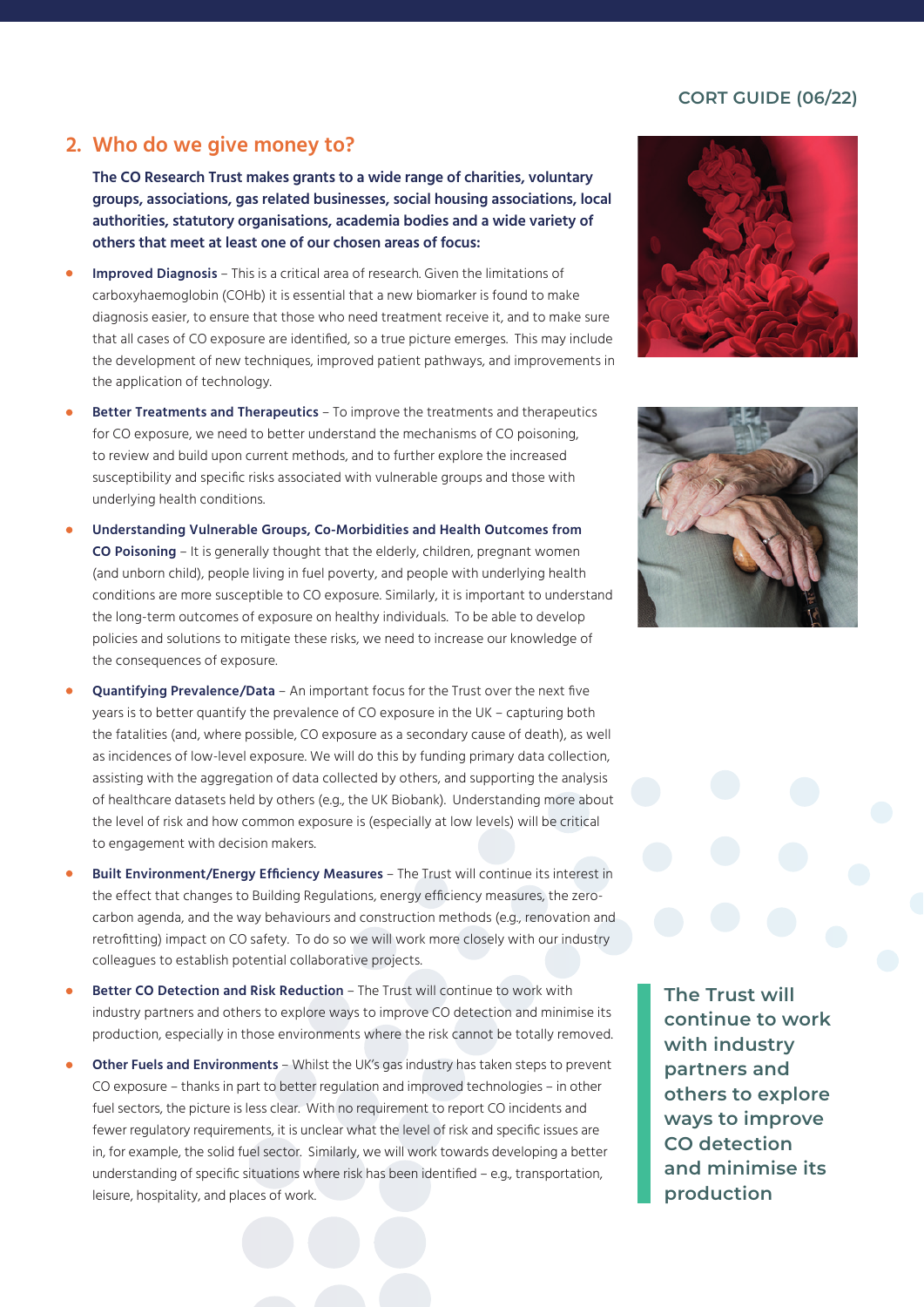## 2. Who do we give money to?

**The CO Research Trust makes grants to a wide range of charities, voluntary groups, associations, gas related businesses, social housing associations, local authorities, statutory organisations, academia bodies and a wide variety of others that meet at least one of our chosen areas of focus:**

- **Improved Diagnosis** – This is a critical area of research. Given the limitations of carboxyhaemoglobin (COHb) it is essential that a new biomarker is found to make diagnosis easier, to ensure that those who need treatment receive it, and to make sure that all cases of CO exposure are identified, so a true picture emerges. This may include the development of new techniques, improved patient pathways, and improvements in the application of technology.
- **Better Treatments and Therapeutics** – To improve the treatments and therapeutics for CO exposure, we need to better understand the mechanisms of CO poisoning, to review and build upon current methods, and to further explore the increased susceptibility and specific risks associated with vulnerable groups and those with underlying health conditions.
- **Understanding Vulnerable Groups, Co-Morbidities and Health Outcomes from CO Poisoning** – It is generally thought that the elderly, children, pregnant women (and unborn child), people living in fuel poverty, and people with underlying health conditions are more susceptible to CO exposure. Similarly, it is important to understand the long-term outcomes of exposure on healthy individuals. To be able to develop policies and solutions to mitigate these risks, we need to increase our knowledge of the consequences of exposure.
- **Quantifying Prevalence/Data** – An important focus for the Trust over the next five years is to better quantify the prevalence of CO exposure in the UK – capturing both the fatalities (and, where possible, CO exposure as a secondary cause of death), as well as incidences of low-level exposure. We will do this by funding primary data collection, assisting with the aggregation of data collected by others, and supporting the analysis of healthcare datasets held by others (e.g., the UK Biobank). Understanding more about the level of risk and how common exposure is (especially at low levels) will be critical to engagement with decision makers.
- **Built Environment/Energy Efficiency Measures** – The Trust will continue its interest in the effect that changes to Building Regulations, energy efficiency measures, the zero-carbon agenda, and the way behaviours and construction methods (e.g., renovation and retrofitting) impact on CO safety. To do so we will work more closely with our industry colleagues to establish potential collaborative projects.
- **Better CO Detection and Risk Reduction** – The Trust will continue to work with industry partners and others to explore ways to improve CO detection and minimise its production, especially in those environments where the risk cannot be totally removed.
- **Other Fuels and Environments** – Whilst the UK's gas industry has taken steps to prevent CO exposure – thanks in part to better regulation and improved technologies – in other fuel sectors, the picture is less clear. With no requirement to report CO incidents and fewer regulatory requirements, it is unclear what the level of risk and specific issues are in, for example, the solid fuel sector. Similarly, we will work towards developing a better understanding of specific situations where risk has been identified – e.g., transportation, leisure, hospitality, and places of work.

> **The Trust will continue to work with industry partners and others to explore ways to improve CO detection and minimise its production**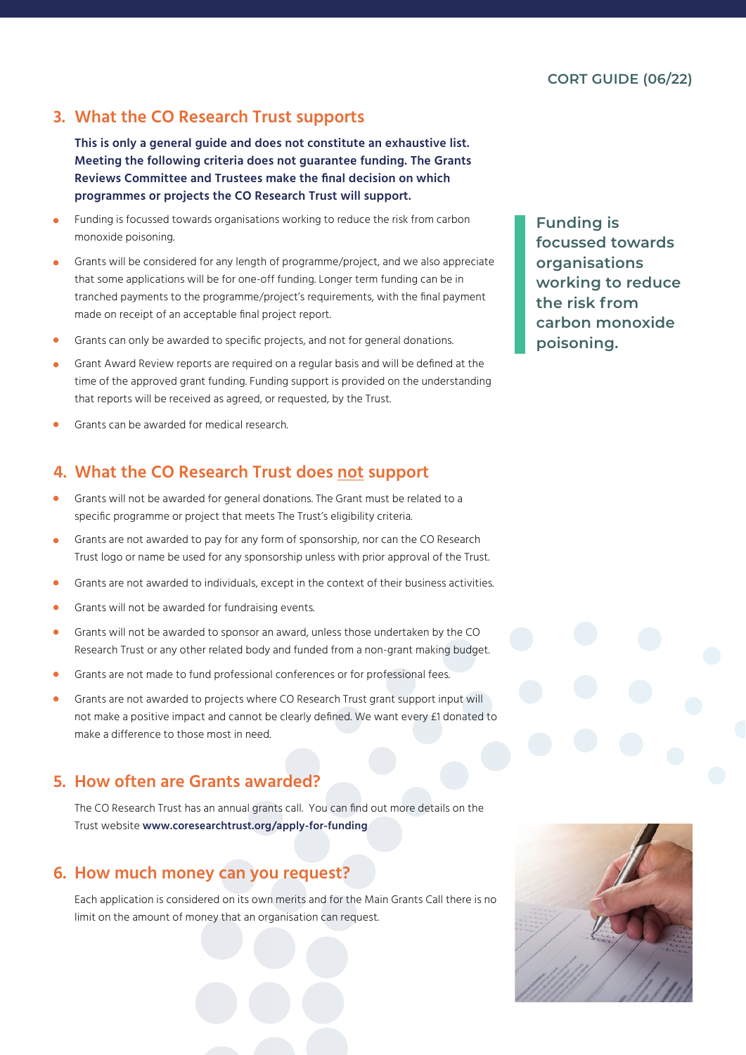## 3. What the CO Research Trust supports

**This is only a general guide and does not constitute an exhaustive list. Meeting the following criteria does not guarantee funding. The Grants Reviews Committee and Trustees make the final decision on which programmes or projects the CO Research Trust will support.**

- Funding is focussed towards organisations working to reduce the risk from carbon monoxide poisoning.
- Grants will be considered for any length of programme/project, and we also appreciate that some applications will be for one-off funding. Longer term funding can be in tranched payments to the programme/project's requirements, with the final payment made on receipt of an acceptable final project report.
- Grants can only be awarded to specific projects, and not for general donations.
- Grant Award Review reports are required on a regular basis and will be defined at the time of the approved grant funding. Funding support is provided on the understanding that reports will be received as agreed, or requested, by the Trust.
- Grants can be awarded for medical research.

**Funding is focussed towards organisations working to reduce the risk from carbon monoxide poisoning.**

## 4. What the CO Research Trust does not support

- Grants will not be awarded for general donations. The Grant must be related to a specific programme or project that meets The Trust's eligibility criteria.
- Grants are not awarded to pay for any form of sponsorship, nor can the CO Research Trust logo or name be used for any sponsorship unless with prior approval of the Trust.
- Grants are not awarded to individuals, except in the context of their business activities.
- Grants will not be awarded for fundraising events.
- Grants will not be awarded to sponsor an award, unless those undertaken by the CO Research Trust or any other related body and funded from a non-grant making budget.
- Grants are not made to fund professional conferences or for professional fees.
- Grants are not awarded to projects where CO Research Trust grant support input will not make a positive impact and cannot be clearly defined. We want every £1 donated to make a difference to those most in need.

## 5. How often are Grants awarded?

The CO Research Trust has an annual grants call. You can find out more details on the Trust website **www.coresearchtrust.org/apply-for-funding**

## 6. How much money can you request?

Each application is considered on its own merits and for the Main Grants Call there is no limit on the amount of money that an organisation can request.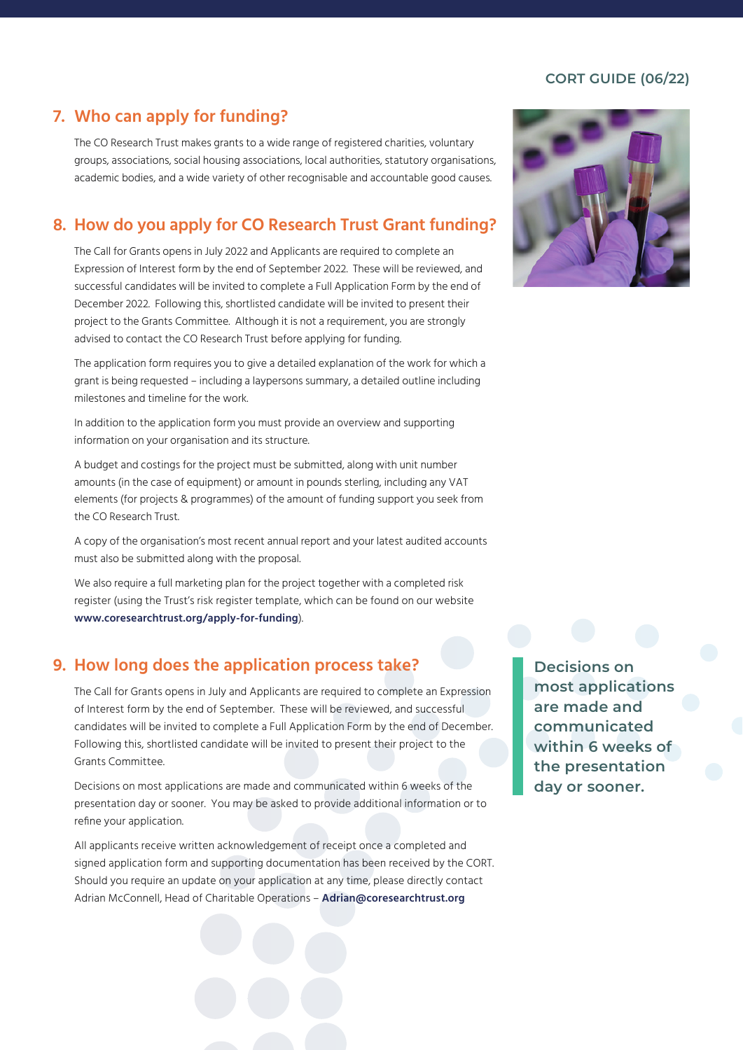## 7. Who can apply for funding?

The CO Research Trust makes grants to a wide range of registered charities, voluntary groups, associations, social housing associations, local authorities, statutory organisations, academic bodies, and a wide variety of other recognisable and accountable good causes.

## 8. How do you apply for CO Research Trust Grant funding?

The Call for Grants opens in July 2022 and Applicants are required to complete an Expression of Interest form by the end of September 2022. These will be reviewed, and successful candidates will be invited to complete a Full Application Form by the end of December 2022. Following this, shortlisted candidate will be invited to present their project to the Grants Committee. Although it is not a requirement, you are strongly advised to contact the CO Research Trust before applying for funding.

The application form requires you to give a detailed explanation of the work for which a grant is being requested – including a laypersons summary, a detailed outline including milestones and timeline for the work.

In addition to the application form you must provide an overview and supporting information on your organisation and its structure.

A budget and costings for the project must be submitted, along with unit number amounts (in the case of equipment) or amount in pounds sterling, including any VAT elements (for projects & programmes) of the amount of funding support you seek from the CO Research Trust.

A copy of the organisation's most recent annual report and your latest audited accounts must also be submitted along with the proposal.

We also require a full marketing plan for the project together with a completed risk register (using the Trust's risk register template, which can be found on our website **www.coresearchtrust.org/apply-for-funding**).

## 9. How long does the application process take?

The Call for Grants opens in July and Applicants are required to complete an Expression of Interest form by the end of September. These will be reviewed, and successful candidates will be invited to complete a Full Application Form by the end of December. Following this, shortlisted candidate will be invited to present their project to the Grants Committee.

Decisions on most applications are made and communicated within 6 weeks of the presentation day or sooner. You may be asked to provide additional information or to refine your application.

All applicants receive written acknowledgement of receipt once a completed and signed application form and supporting documentation has been received by the CORT. Should you require an update on your application at any time, please directly contact Adrian McConnell, Head of Charitable Operations – **Adrian@coresearchtrust.org**

**Decisions on most applications are made and communicated within 6 weeks of the presentation day or sooner.**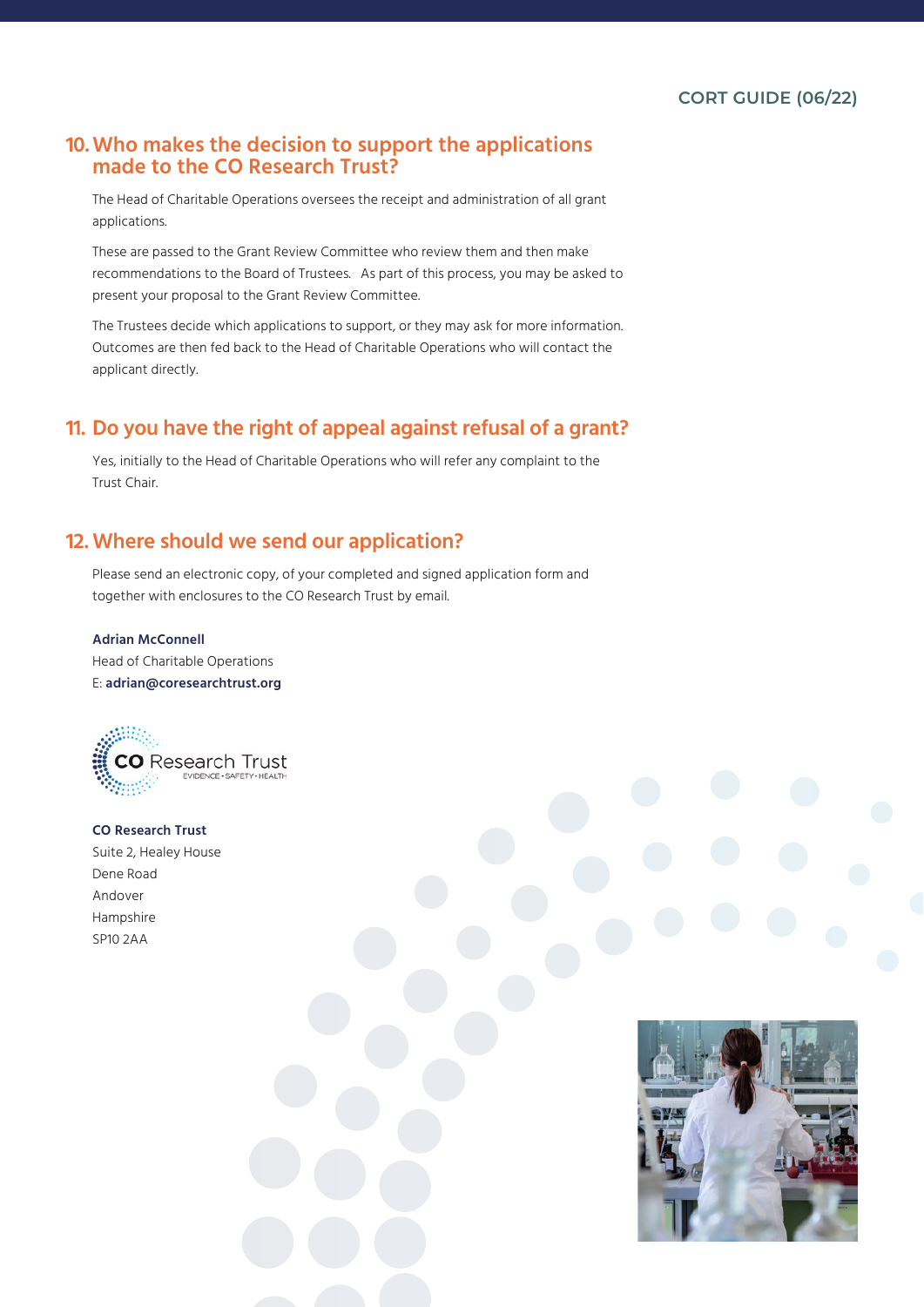## 10. Who makes the decision to support the applications made to the CO Research Trust?

The Head of Charitable Operations oversees the receipt and administration of all grant applications.

These are passed to the Grant Review Committee who review them and then make recommendations to the Board of Trustees. As part of this process, you may be asked to present your proposal to the Grant Review Committee.

The Trustees decide which applications to support, or they may ask for more information. Outcomes are then fed back to the Head of Charitable Operations who will contact the applicant directly.

## 11. Do you have the right of appeal against refusal of a grant?

Yes, initially to the Head of Charitable Operations who will refer any complaint to the Trust Chair.

## 12. Where should we send our application?

Please send an electronic copy, of your completed and signed application form and together with enclosures to the CO Research Trust by email.

**Adrian McConnell**
Head of Charitable Operations
E: **adrian@coresearchtrust.org**

CO Research Trust
EVIDENCE • SAFETY • HEALTH

**CO Research Trust**
Suite 2, Healey House
Dene Road
Andover
Hampshire
SP10 2AA